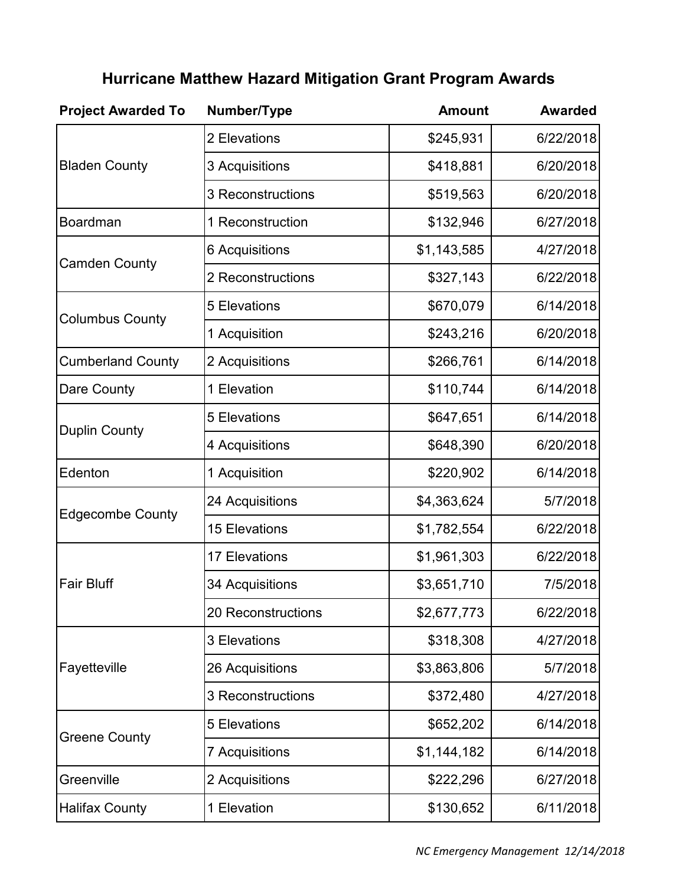# Hurricane Matthew Hazard Mitigation Grant Program Awards

| Project Awarded To | Number/Type | Amount | Awarded |
|---|---|---:|---:|
| Bladen County | 2 Elevations | $245,931 | 6/22/2018 |
| | 3 Acquisitions | $418,881 | 6/20/2018 |
| | 3 Reconstructions | $519,563 | 6/20/2018 |
| Boardman | 1 Reconstruction | $132,946 | 6/27/2018 |
| Camden County | 6 Acquisitions | $1,143,585 | 4/27/2018 |
| | 2 Reconstructions | $327,143 | 6/22/2018 |
| Columbus County | 5 Elevations | $670,079 | 6/14/2018 |
| | 1 Acquisition | $243,216 | 6/20/2018 |
| Cumberland County | 2 Acquisitions | $266,761 | 6/14/2018 |
| Dare County | 1 Elevation | $110,744 | 6/14/2018 |
| Duplin County | 5 Elevations | $647,651 | 6/14/2018 |
| | 4 Acquisitions | $648,390 | 6/20/2018 |
| Edenton | 1 Acquisition | $220,902 | 6/14/2018 |
| Edgecombe County | 24 Acquisitions | $4,363,624 | 5/7/2018 |
| | 15 Elevations | $1,782,554 | 6/22/2018 |
| Fair Bluff | 17 Elevations | $1,961,303 | 6/22/2018 |
| | 34 Acquisitions | $3,651,710 | 7/5/2018 |
| | 20 Reconstructions | $2,677,773 | 6/22/2018 |
| Fayetteville | 3 Elevations | $318,308 | 4/27/2018 |
| | 26 Acquisitions | $3,863,806 | 5/7/2018 |
| | 3 Reconstructions | $372,480 | 4/27/2018 |
| Greene County | 5 Elevations | $652,202 | 6/14/2018 |
| | 7 Acquisitions | $1,144,182 | 6/14/2018 |
| Greenville | 2 Acquisitions | $222,296 | 6/27/2018 |
| Halifax County | 1 Elevation | $130,652 | 6/11/2018 |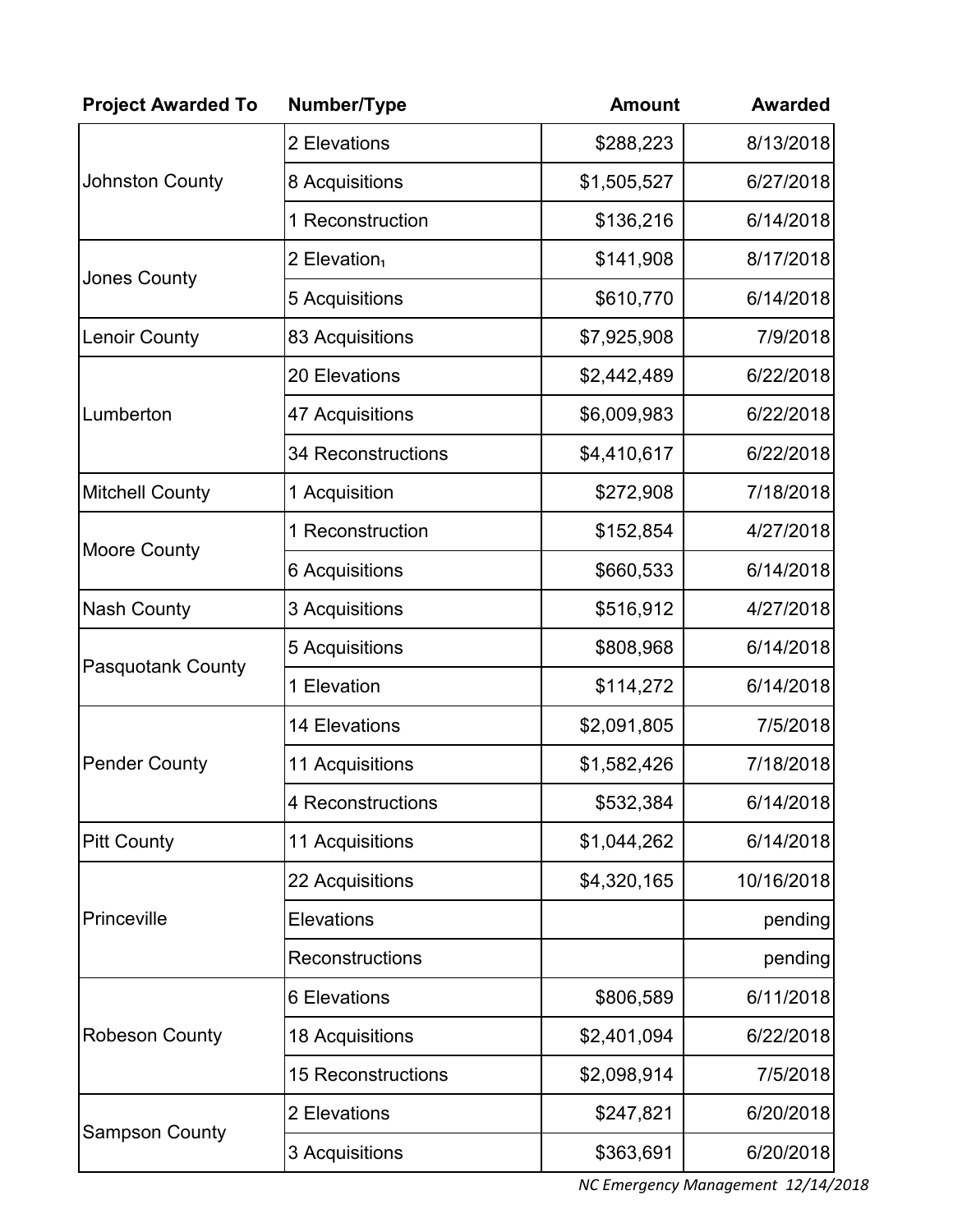| Project Awarded To | Number/Type | Amount | Awarded |
|---|---|---:|---:|
| Johnston County | 2 Elevations | $288,223 | 8/13/2018 |
| | 8 Acquisitions | $1,505,527 | 6/27/2018 |
| | 1 Reconstruction | $136,216 | 6/14/2018 |
| Jones County | 2 Elevation[1] | $141,908 | 8/17/2018 |
| | 5 Acquisitions | $610,770 | 6/14/2018 |
| Lenoir County | 83 Acquisitions | $7,925,908 | 7/9/2018 |
| Lumberton | 20 Elevations | $2,442,489 | 6/22/2018 |
| | 47 Acquisitions | $6,009,983 | 6/22/2018 |
| | 34 Reconstructions | $4,410,617 | 6/22/2018 |
| Mitchell County | 1 Acquisition | $272,908 | 7/18/2018 |
| Moore County | 1 Reconstruction | $152,854 | 4/27/2018 |
| | 6 Acquisitions | $660,533 | 6/14/2018 |
| Nash County | 3 Acquisitions | $516,912 | 4/27/2018 |
| Pasquotank County | 5 Acquisitions | $808,968 | 6/14/2018 |
| | 1 Elevation | $114,272 | 6/14/2018 |
| Pender County | 14 Elevations | $2,091,805 | 7/5/2018 |
| | 11 Acquisitions | $1,582,426 | 7/18/2018 |
| | 4 Reconstructions | $532,384 | 6/14/2018 |
| Pitt County | 11 Acquisitions | $1,044,262 | 6/14/2018 |
| Princeville | 22 Acquisitions | $4,320,165 | 10/16/2018 |
| | Elevations | | pending |
| | Reconstructions | | pending |
| Robeson County | 6 Elevations | $806,589 | 6/11/2018 |
| | 18 Acquisitions | $2,401,094 | 6/22/2018 |
| | 15 Reconstructions | $2,098,914 | 7/5/2018 |
| Sampson County | 2 Elevations | $247,821 | 6/20/2018 |
| | 3 Acquisitions | $363,691 | 6/20/2018 |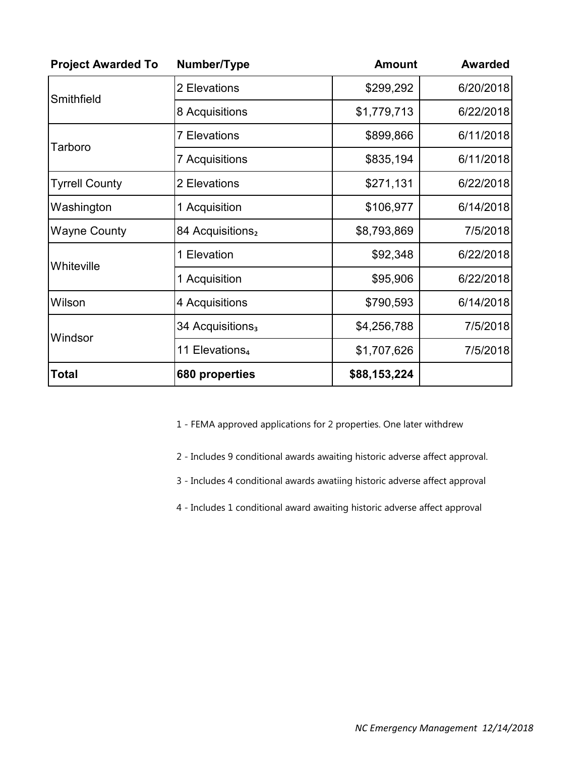| Project Awarded To | Number/Type | Amount | Awarded |
|---|---|---|---|
| Smithfield | 2 Elevations | $299,292 | 6/20/2018 |
| | 8 Acquisitions | $1,779,713 | 6/22/2018 |
| Tarboro | 7 Elevations | $899,866 | 6/11/2018 |
| | 7 Acquisitions | $835,194 | 6/11/2018 |
| Tyrrell County | 2 Elevations | $271,131 | 6/22/2018 |
| Washington | 1 Acquisition | $106,977 | 6/14/2018 |
| Wayne County | 84 Acquisitions[2] | $8,793,869 | 7/5/2018 |
| Whiteville | 1 Elevation | $92,348 | 6/22/2018 |
| | 1 Acquisition | $95,906 | 6/22/2018 |
| Wilson | 4 Acquisitions | $790,593 | 6/14/2018 |
| Windsor | 34 Acquisitions[3] | $4,256,788 | 7/5/2018 |
| | 11 Elevations[4] | $1,707,626 | 7/5/2018 |
| **Total** | **680 properties** | **$88,153,224** | |

1 - FEMA approved applications for 2 properties. One later withdrew

2 - Includes 9 conditional awards awaiting historic adverse affect approval.

3 - Includes 4 conditional awards awatiing historic adverse affect approval

4 - Includes 1 conditional award awaiting historic adverse affect approval

*NC Emergency Management 12/14/2018*